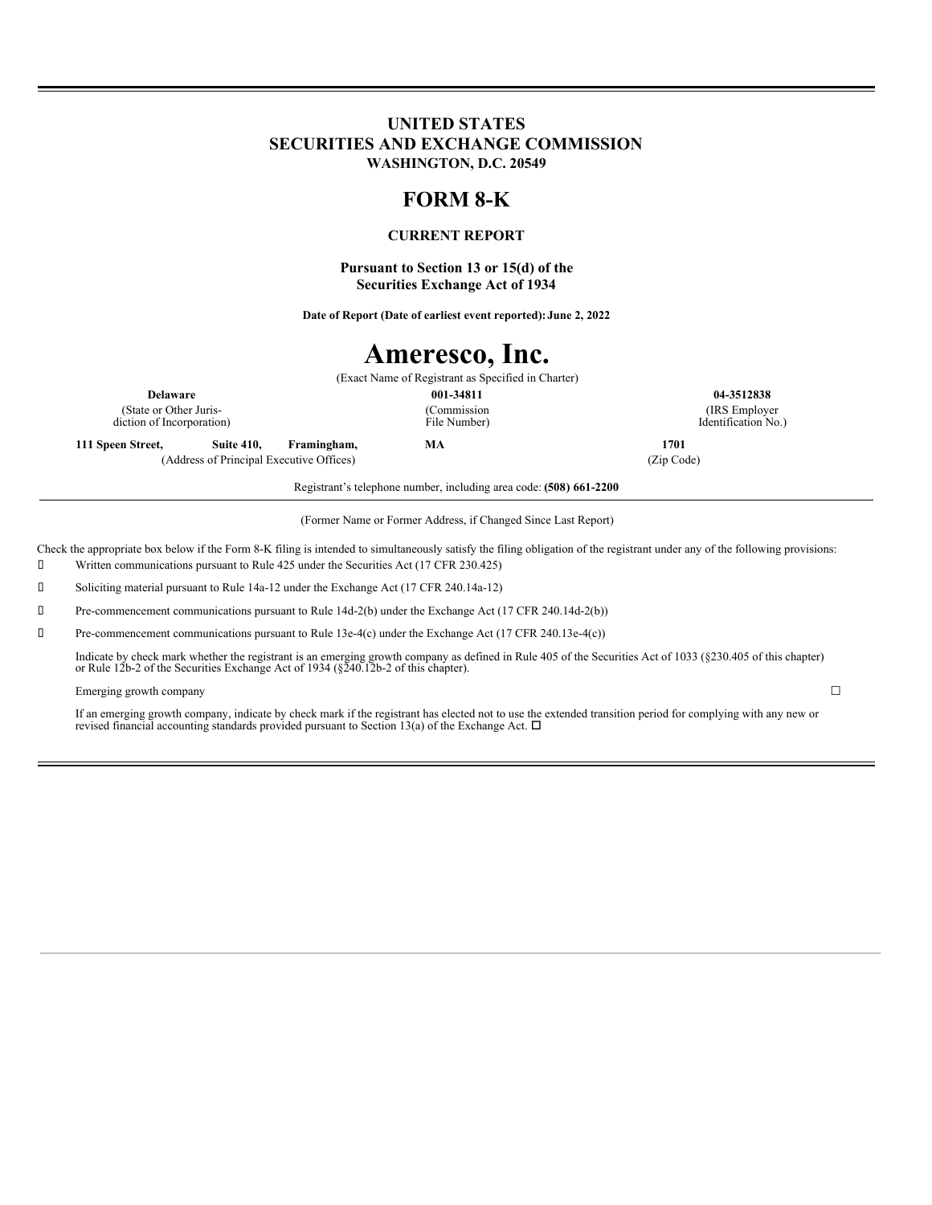# UNITED STATES
# SECURITIES AND EXCHANGE COMMISSION
**WASHINGTON, D.C. 20549**

# FORM 8-K

**CURRENT REPORT**

**Pursuant to Section 13 or 15(d) of the Securities Exchange Act of 1934**

**Date of Report (Date of earliest event reported): June 2, 2022**

# Ameresco, Inc.

(Exact Name of Registrant as Specified in Charter)

| **Delaware** | **001-34811** | **04-3512838** |
|---|---|---|
| (State or Other Jurisdiction of Incorporation) | (Commission File Number) | (IRS Employer Identification No.) |

| **111 Speen Street,** | **Suite 410,** | **Framingham,** | **MA** | **1701** |
|---|---|---|---|---|
| (Address of Principal Executive Offices) | | | | (Zip Code) |

Registrant's telephone number, including area code: **(508) 661-2200**

(Former Name or Former Address, if Changed Since Last Report)

Check the appropriate box below if the Form 8-K filing is intended to simultaneously satisfy the filing obligation of the registrant under any of the following provisions:

☐ Written communications pursuant to Rule 425 under the Securities Act (17 CFR 230.425)

☐ Soliciting material pursuant to Rule 14a-12 under the Exchange Act (17 CFR 240.14a-12)

☐ Pre-commencement communications pursuant to Rule 14d-2(b) under the Exchange Act (17 CFR 240.14d-2(b))

☐ Pre-commencement communications pursuant to Rule 13e-4(c) under the Exchange Act (17 CFR 240.13e-4(c))

Indicate by check mark whether the registrant is an emerging growth company as defined in Rule 405 of the Securities Act of 1033 (§230.405 of this chapter) or Rule 12b-2 of the Securities Exchange Act of 1934 (§240.12b-2 of this chapter).

Emerging growth company ☐

If an emerging growth company, indicate by check mark if the registrant has elected not to use the extended transition period for complying with any new or revised financial accounting standards provided pursuant to Section 13(a) of the Exchange Act. ☐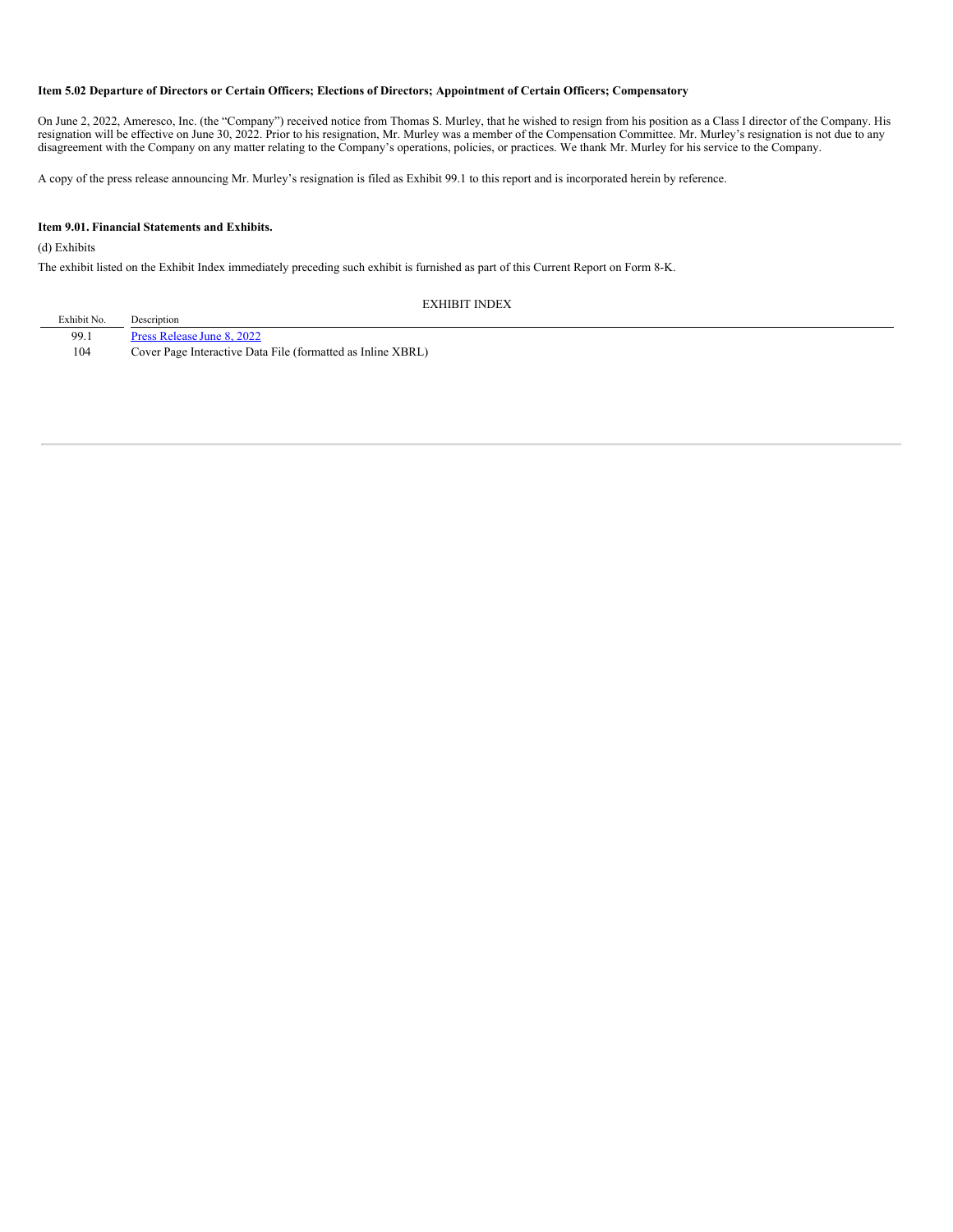**Item 5.02 Departure of Directors or Certain Officers; Elections of Directors; Appointment of Certain Officers; Compensatory**

On June 2, 2022, Ameresco, Inc. (the "Company") received notice from Thomas S. Murley, that he wished to resign from his position as a Class I director of the Company. His resignation will be effective on June 30, 2022. Prior to his resignation, Mr. Murley was a member of the Compensation Committee. Mr. Murley's resignation is not due to any disagreement with the Company on any matter relating to the Company's operations, policies, or practices. We thank Mr. Murley for his service to the Company.

A copy of the press release announcing Mr. Murley's resignation is filed as Exhibit 99.1 to this report and is incorporated herein by reference.

**Item 9.01. Financial Statements and Exhibits.**

(d) Exhibits

The exhibit listed on the Exhibit Index immediately preceding such exhibit is furnished as part of this Current Report on Form 8-K.

EXHIBIT INDEX

| Exhibit No. | Description |
|---|---|
| 99.1 | Press Release June 8, 2022 |
| 104 | Cover Page Interactive Data File (formatted as Inline XBRL) |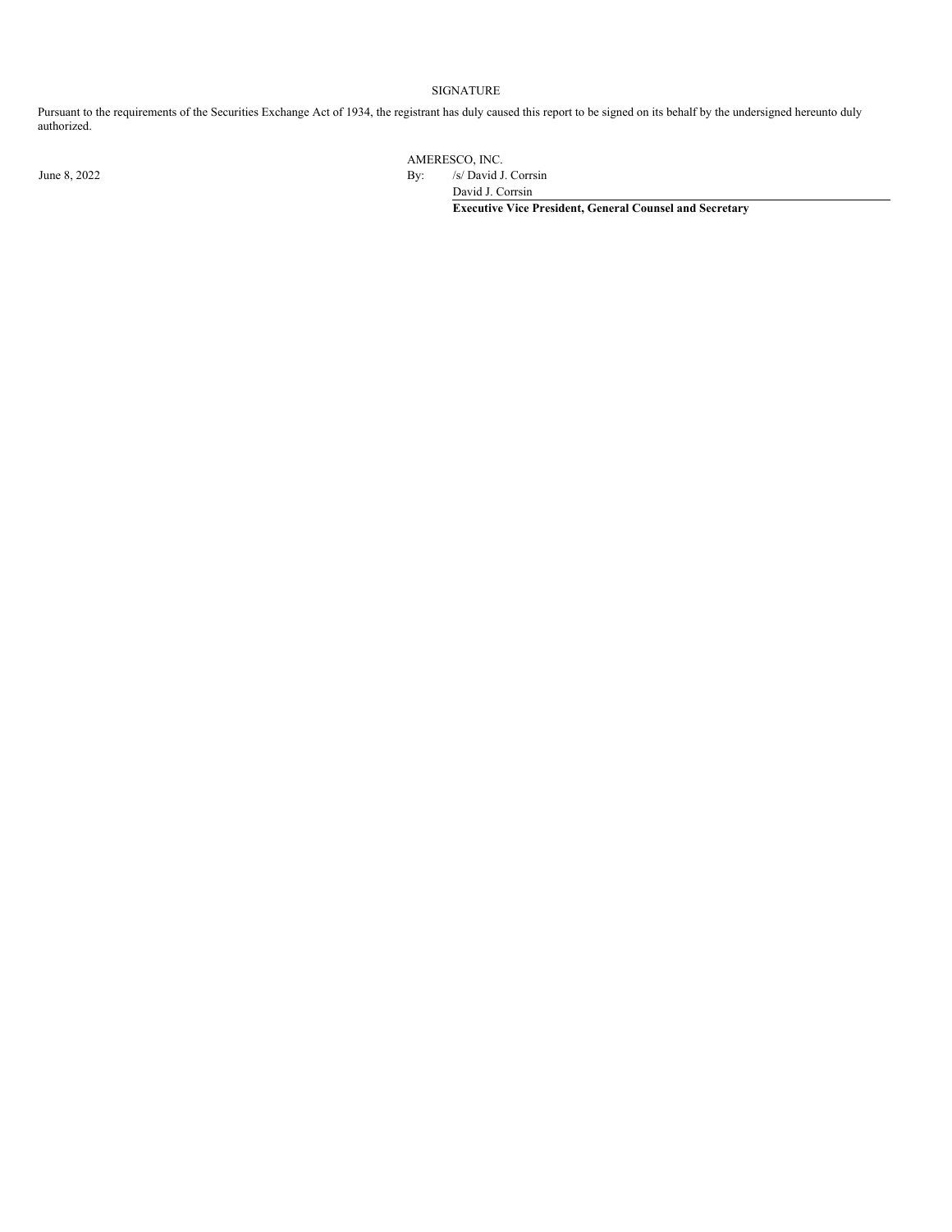SIGNATURE

Pursuant to the requirements of the Securities Exchange Act of 1934, the registrant has duly caused this report to be signed on its behalf by the undersigned hereunto duly authorized.

|  | AMERESCO, INC. |
|---|---|
| June 8, 2022 | By: /s/ David J. Corrsin |
|  | David J. Corrsin |
|  | **Executive Vice President, General Counsel and Secretary** |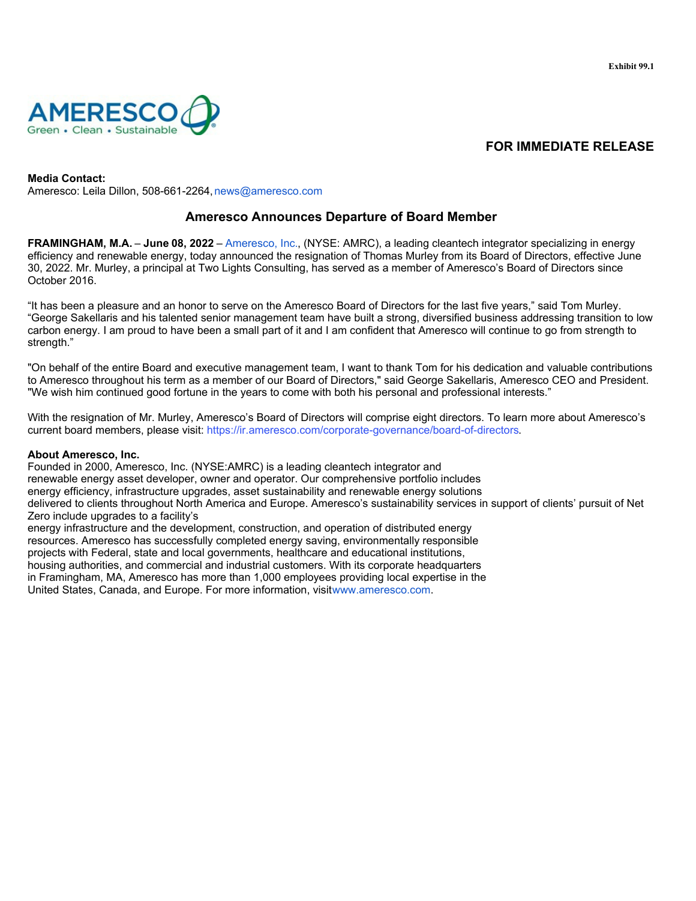Exhibit 99.1

AMERESCO
Green • Clean • Sustainable

**FOR IMMEDIATE RELEASE**

**Media Contact:**
Ameresco: Leila Dillon, 508-661-2264, news@ameresco.com

## Ameresco Announces Departure of Board Member

**FRAMINGHAM, M.A.** – **June 08, 2022** – Ameresco, Inc., (NYSE: AMRC), a leading cleantech integrator specializing in energy efficiency and renewable energy, today announced the resignation of Thomas Murley from its Board of Directors, effective June 30, 2022. Mr. Murley, a principal at Two Lights Consulting, has served as a member of Ameresco's Board of Directors since October 2016.

"It has been a pleasure and an honor to serve on the Ameresco Board of Directors for the last five years," said Tom Murley. "George Sakellaris and his talented senior management team have built a strong, diversified business addressing transition to low carbon energy. I am proud to have been a small part of it and I am confident that Ameresco will continue to go from strength to strength."

"On behalf of the entire Board and executive management team, I want to thank Tom for his dedication and valuable contributions to Ameresco throughout his term as a member of our Board of Directors," said George Sakellaris, Ameresco CEO and President. "We wish him continued good fortune in the years to come with both his personal and professional interests."

With the resignation of Mr. Murley, Ameresco's Board of Directors will comprise eight directors. To learn more about Ameresco's current board members, please visit: https://ir.ameresco.com/corporate-governance/board-of-directors.

**About Ameresco, Inc.**
Founded in 2000, Ameresco, Inc. (NYSE:AMRC) is a leading cleantech integrator and renewable energy asset developer, owner and operator. Our comprehensive portfolio includes energy efficiency, infrastructure upgrades, asset sustainability and renewable energy solutions delivered to clients throughout North America and Europe. Ameresco's sustainability services in support of clients' pursuit of Net Zero include upgrades to a facility's energy infrastructure and the development, construction, and operation of distributed energy resources. Ameresco has successfully completed energy saving, environmentally responsible projects with Federal, state and local governments, healthcare and educational institutions, housing authorities, and commercial and industrial customers. With its corporate headquarters in Framingham, MA, Ameresco has more than 1,000 employees providing local expertise in the United States, Canada, and Europe. For more information, visitwww.ameresco.com.